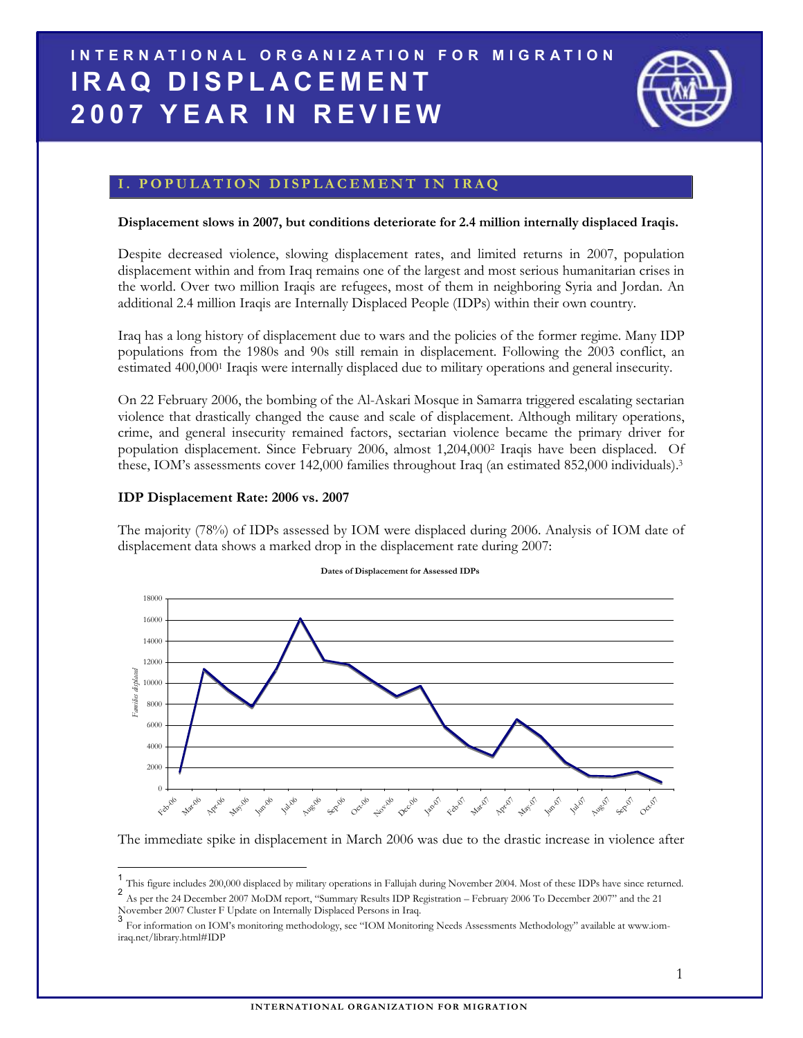# INTERNATIONAL ORGANIZATION FOR MIGRATION
# IRAQ DISPLACEMENT 2007 YEAR IN REVIEW

## I. POPULATION DISPLACEMENT IN IRAQ

**Displacement slows in 2007, but conditions deteriorate for 2.4 million internally displaced Iraqis.**

Despite decreased violence, slowing displacement rates, and limited returns in 2007, population displacement within and from Iraq remains one of the largest and most serious humanitarian crises in the world. Over two million Iraqis are refugees, most of them in neighboring Syria and Jordan. An additional 2.4 million Iraqis are Internally Displaced People (IDPs) within their own country.

Iraq has a long history of displacement due to wars and the policies of the former regime. Many IDP populations from the 1980s and 90s still remain in displacement. Following the 2003 conflict, an estimated 400,000[1] Iraqis were internally displaced due to military operations and general insecurity.

On 22 February 2006, the bombing of the Al-Askari Mosque in Samarra triggered escalating sectarian violence that drastically changed the cause and scale of displacement. Although military operations, crime, and general insecurity remained factors, sectarian violence became the primary driver for population displacement. Since February 2006, almost 1,204,000[2] Iraqis have been displaced. Of these, IOM's assessments cover 142,000 families throughout Iraq (an estimated 852,000 individuals).[3]

**IDP Displacement Rate: 2006 vs. 2007**

The majority (78%) of IDPs assessed by IOM were displaced during 2006. Analysis of IOM date of displacement data shows a marked drop in the displacement rate during 2007:

Dates of Displacement for Assessed IDPs

The immediate spike in displacement in March 2006 was due to the drastic increase in violence after

---

[1] This figure includes 200,000 displaced by military operations in Fallujah during November 2004. Most of these IDPs have since returned.

[2] As per the 24 December 2007 MoDM report, "Summary Results IDP Registration – February 2006 To December 2007" and the 21 November 2007 Cluster F Update on Internally Displaced Persons in Iraq.

[3] For information on IOM's monitoring methodology, see "IOM Monitoring Needs Assessments Methodology" available at www.iom-iraq.net/library.html#IDP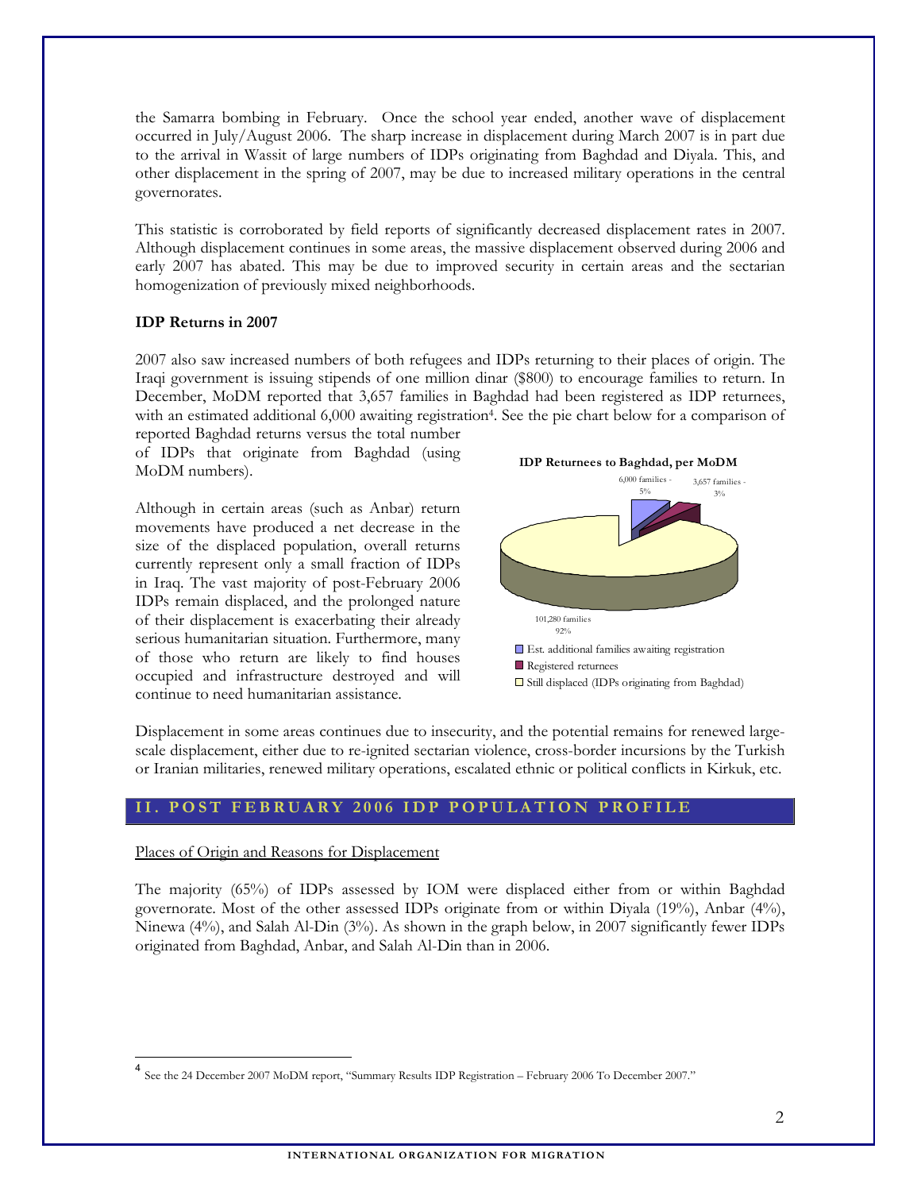the Samarra bombing in February. Once the school year ended, another wave of displacement occurred in July/August 2006. The sharp increase in displacement during March 2007 is in part due to the arrival in Wassit of large numbers of IDPs originating from Baghdad and Diyala. This, and other displacement in the spring of 2007, may be due to increased military operations in the central governorates.

This statistic is corroborated by field reports of significantly decreased displacement rates in 2007. Although displacement continues in some areas, the massive displacement observed during 2006 and early 2007 has abated. This may be due to improved security in certain areas and the sectarian homogenization of previously mixed neighborhoods.

**IDP Returns in 2007**

2007 also saw increased numbers of both refugees and IDPs returning to their places of origin. The Iraqi government is issuing stipends of one million dinar ($800) to encourage families to return. In December, MoDM reported that 3,657 families in Baghdad had been registered as IDP returnees, with an estimated additional 6,000 awaiting registration[4]. See the pie chart below for a comparison of reported Baghdad returns versus the total number of IDPs that originate from Baghdad (using MoDM numbers).

**IDP Returnees to Baghdad, per MoDM**

6,000 families - 5%
3,657 families - 3%
101,280 families 92%

- Est. additional families awaiting registration
- Registered returnees
- Still displaced (IDPs originating from Baghdad)

Although in certain areas (such as Anbar) return movements have produced a net decrease in the size of the displaced population, overall returns currently represent only a small fraction of IDPs in Iraq. The vast majority of post-February 2006 IDPs remain displaced, and the prolonged nature of their displacement is exacerbating their already serious humanitarian situation. Furthermore, many of those who return are likely to find houses occupied and infrastructure destroyed and will continue to need humanitarian assistance.

Displacement in some areas continues due to insecurity, and the potential remains for renewed large-scale displacement, either due to re-ignited sectarian violence, cross-border incursions by the Turkish or Iranian militaries, renewed military operations, escalated ethnic or political conflicts in Kirkuk, etc.

## II. POST FEBRUARY 2006 IDP POPULATION PROFILE

Places of Origin and Reasons for Displacement

The majority (65%) of IDPs assessed by IOM were displaced either from or within Baghdad governorate. Most of the other assessed IDPs originate from or within Diyala (19%), Anbar (4%), Ninewa (4%), and Salah Al-Din (3%). As shown in the graph below, in 2007 significantly fewer IDPs originated from Baghdad, Anbar, and Salah Al-Din than in 2006.

[4] See the 24 December 2007 MoDM report, "Summary Results IDP Registration – February 2006 To December 2007."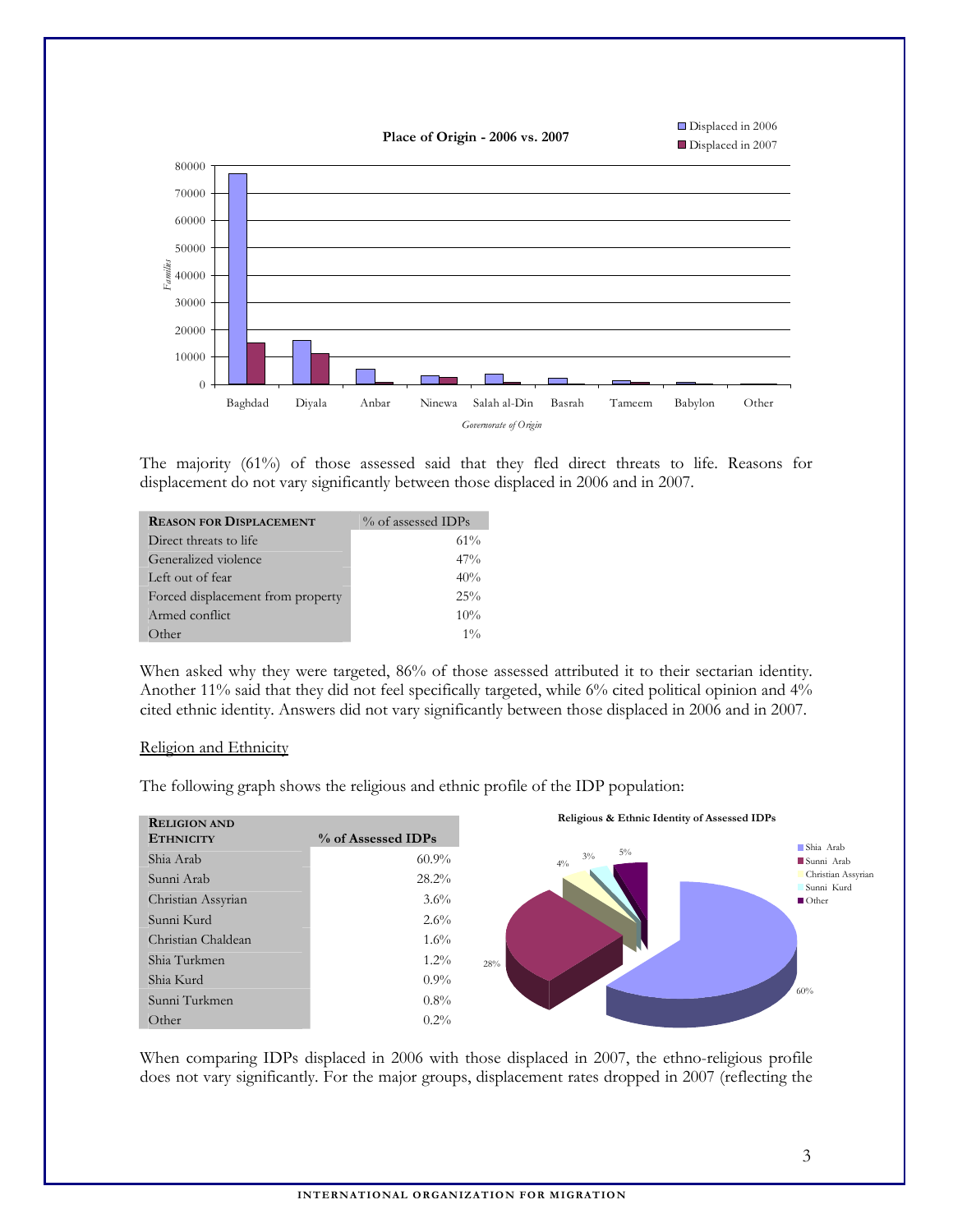The majority (61%) of those assessed said that they fled direct threats to life. Reasons for displacement do not vary significantly between those displaced in 2006 and in 2007.

| **Reason for Displacement** | % of assessed IDPs |
|---|---|
| Direct threats to life | 61% |
| Generalized violence | 47% |
| Left out of fear | 40% |
| Forced displacement from property | 25% |
| Armed conflict | 10% |
| Other | 1% |

When asked why they were targeted, 86% of those assessed attributed it to their sectarian identity. Another 11% said that they did not feel specifically targeted, while 6% cited political opinion and 4% cited ethnic identity. Answers did not vary significantly between those displaced in 2006 and in 2007.

Religion and Ethnicity

The following graph shows the religious and ethnic profile of the IDP population:

| **Religion and Ethnicity** | **% of Assessed IDPs** |
|---|---|
| Shia Arab | 60.9% |
| Sunni Arab | 28.2% |
| Christian Assyrian | 3.6% |
| Sunni Kurd | 2.6% |
| Christian Chaldean | 1.6% |
| Shia Turkmen | 1.2% |
| Shia Kurd | 0.9% |
| Sunni Turkmen | 0.8% |
| Other | 0.2% |

When comparing IDPs displaced in 2006 with those displaced in 2007, the ethno-religious profile does not vary significantly. For the major groups, displacement rates dropped in 2007 (reflecting the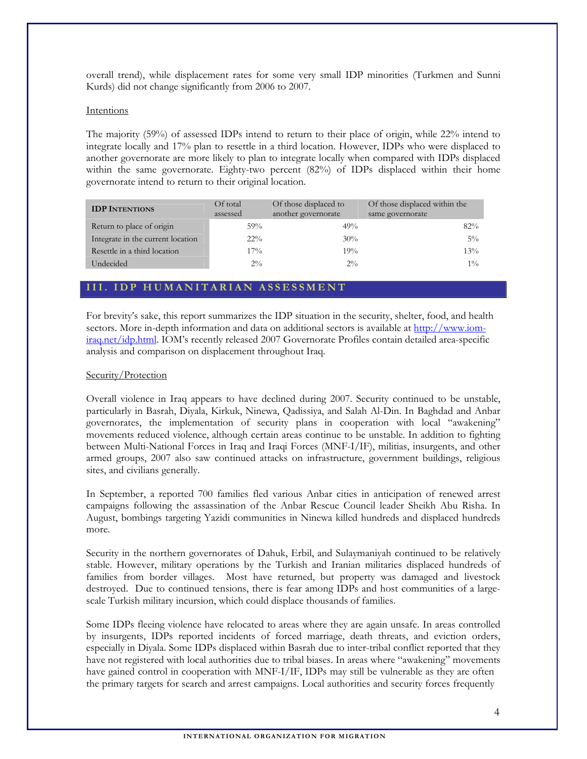overall trend), while displacement rates for some very small IDP minorities (Turkmen and Sunni Kurds) did not change significantly from 2006 to 2007.

Intentions

The majority (59%) of assessed IDPs intend to return to their place of origin, while 22% intend to integrate locally and 17% plan to resettle in a third location. However, IDPs who were displaced to another governorate are more likely to plan to integrate locally when compared with IDPs displaced within the same governorate. Eighty-two percent (82%) of IDPs displaced within their home governorate intend to return to their original location.

| **IDP Intentions** | Of total assessed | Of those displaced to another governorate | Of those displaced within the same governorate |
|---|---|---|---|
| Return to place of origin | 59% | 49% | 82% |
| Integrate in the current location | 22% | 30% | 5% |
| Resettle in a third location | 17% | 19% | 13% |
| Undecided | 2% | 2% | 1% |

## III. IDP HUMANITARIAN ASSESSMENT

For brevity's sake, this report summarizes the IDP situation in the security, shelter, food, and health sectors. More in-depth information and data on additional sectors is available at [http://www.iom-iraq.net/idp.html](http://www.iom-iraq.net/idp.html). IOM's recently released 2007 Governorate Profiles contain detailed area-specific analysis and comparison on displacement throughout Iraq.

Security/Protection

Overall violence in Iraq appears to have declined during 2007. Security continued to be unstable, particularly in Basrah, Diyala, Kirkuk, Ninewa, Qadissiya, and Salah Al-Din. In Baghdad and Anbar governorates, the implementation of security plans in cooperation with local "awakening" movements reduced violence, although certain areas continue to be unstable. In addition to fighting between Multi-National Forces in Iraq and Iraqi Forces (MNF-I/IF), militias, insurgents, and other armed groups, 2007 also saw continued attacks on infrastructure, government buildings, religious sites, and civilians generally.

In September, a reported 700 families fled various Anbar cities in anticipation of renewed arrest campaigns following the assassination of the Anbar Rescue Council leader Sheikh Abu Risha. In August, bombings targeting Yazidi communities in Ninewa killed hundreds and displaced hundreds more.

Security in the northern governorates of Dahuk, Erbil, and Sulaymaniyah continued to be relatively stable. However, military operations by the Turkish and Iranian militaries displaced hundreds of families from border villages. Most have returned, but property was damaged and livestock destroyed. Due to continued tensions, there is fear among IDPs and host communities of a large-scale Turkish military incursion, which could displace thousands of families.

Some IDPs fleeing violence have relocated to areas where they are again unsafe. In areas controlled by insurgents, IDPs reported incidents of forced marriage, death threats, and eviction orders, especially in Diyala. Some IDPs displaced within Basrah due to inter-tribal conflict reported that they have not registered with local authorities due to tribal biases. In areas where "awakening" movements have gained control in cooperation with MNF-I/IF, IDPs may still be vulnerable as they are often the primary targets for search and arrest campaigns. Local authorities and security forces frequently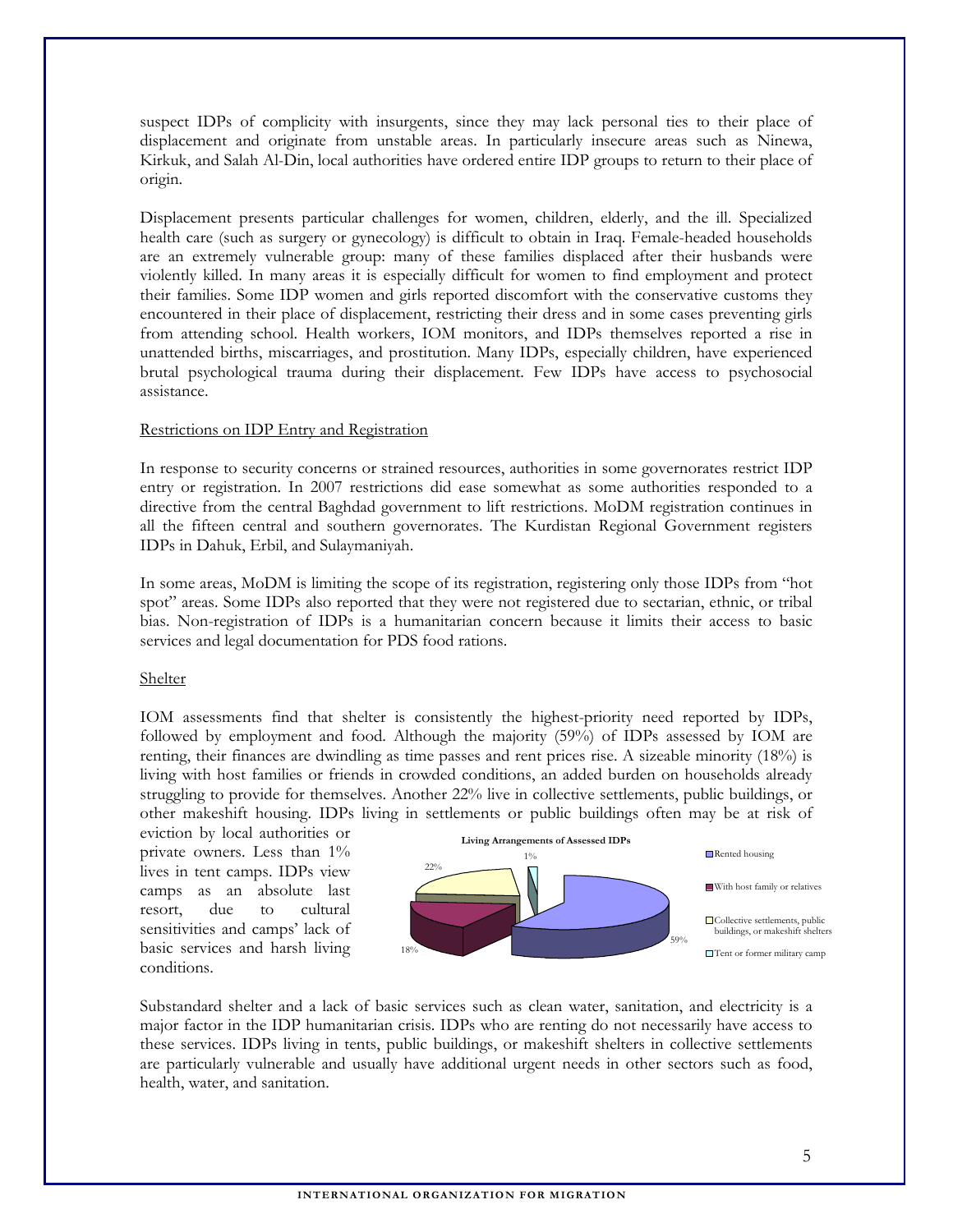suspect IDPs of complicity with insurgents, since they may lack personal ties to their place of displacement and originate from unstable areas. In particularly insecure areas such as Ninewa, Kirkuk, and Salah Al-Din, local authorities have ordered entire IDP groups to return to their place of origin.

Displacement presents particular challenges for women, children, elderly, and the ill. Specialized health care (such as surgery or gynecology) is difficult to obtain in Iraq. Female-headed households are an extremely vulnerable group: many of these families displaced after their husbands were violently killed. In many areas it is especially difficult for women to find employment and protect their families. Some IDP women and girls reported discomfort with the conservative customs they encountered in their place of displacement, restricting their dress and in some cases preventing girls from attending school. Health workers, IOM monitors, and IDPs themselves reported a rise in unattended births, miscarriages, and prostitution. Many IDPs, especially children, have experienced brutal psychological trauma during their displacement. Few IDPs have access to psychosocial assistance.

## Restrictions on IDP Entry and Registration

In response to security concerns or strained resources, authorities in some governorates restrict IDP entry or registration. In 2007 restrictions did ease somewhat as some authorities responded to a directive from the central Baghdad government to lift restrictions. MoDM registration continues in all the fifteen central and southern governorates. The Kurdistan Regional Government registers IDPs in Dahuk, Erbil, and Sulaymaniyah.

In some areas, MoDM is limiting the scope of its registration, registering only those IDPs from "hot spot" areas. Some IDPs also reported that they were not registered due to sectarian, ethnic, or tribal bias. Non-registration of IDPs is a humanitarian concern because it limits their access to basic services and legal documentation for PDS food rations.

## Shelter

IOM assessments find that shelter is consistently the highest-priority need reported by IDPs, followed by employment and food. Although the majority (59%) of IDPs assessed by IOM are renting, their finances are dwindling as time passes and rent prices rise. A sizeable minority (18%) is living with host families or friends in crowded conditions, an added burden on households already struggling to provide for themselves. Another 22% live in collective settlements, public buildings, or other makeshift housing. IDPs living in settlements or public buildings often may be at risk of eviction by local authorities or private owners. Less than 1% lives in tent camps. IDPs view camps as an absolute last resort, due to cultural sensitivities and camps' lack of basic services and harsh living conditions.

**Living Arrangements of Assessed IDPs**

| Living arrangement | Share |
|---|---|
| Rented housing | 59% |
| With host family or relatives | 18% |
| Collective settlements, public buildings, or makeshift shelters | 22% |
| Tent or former military camp | 1% |

Substandard shelter and a lack of basic services such as clean water, sanitation, and electricity is a major factor in the IDP humanitarian crisis. IDPs who are renting do not necessarily have access to these services. IDPs living in tents, public buildings, or makeshift shelters in collective settlements are particularly vulnerable and usually have additional urgent needs in other sectors such as food, health, water, and sanitation.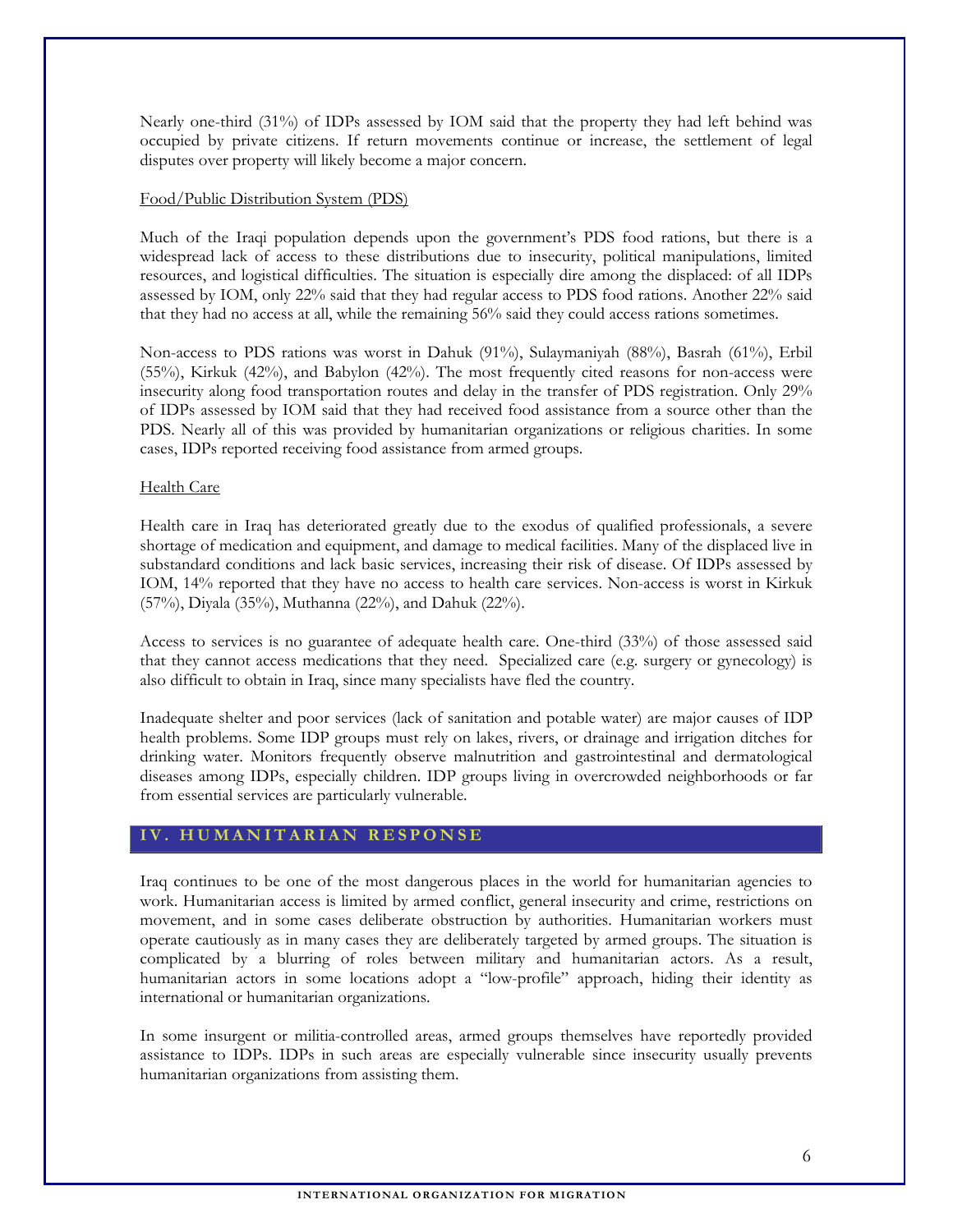Nearly one-third (31%) of IDPs assessed by IOM said that the property they had left behind was occupied by private citizens. If return movements continue or increase, the settlement of legal disputes over property will likely become a major concern.

### Food/Public Distribution System (PDS)

Much of the Iraqi population depends upon the government's PDS food rations, but there is a widespread lack of access to these distributions due to insecurity, political manipulations, limited resources, and logistical difficulties. The situation is especially dire among the displaced: of all IDPs assessed by IOM, only 22% said that they had regular access to PDS food rations. Another 22% said that they had no access at all, while the remaining 56% said they could access rations sometimes.

Non-access to PDS rations was worst in Dahuk (91%), Sulaymaniyah (88%), Basrah (61%), Erbil (55%), Kirkuk (42%), and Babylon (42%). The most frequently cited reasons for non-access were insecurity along food transportation routes and delay in the transfer of PDS registration. Only 29% of IDPs assessed by IOM said that they had received food assistance from a source other than the PDS. Nearly all of this was provided by humanitarian organizations or religious charities. In some cases, IDPs reported receiving food assistance from armed groups.

### Health Care

Health care in Iraq has deteriorated greatly due to the exodus of qualified professionals, a severe shortage of medication and equipment, and damage to medical facilities. Many of the displaced live in substandard conditions and lack basic services, increasing their risk of disease. Of IDPs assessed by IOM, 14% reported that they have no access to health care services. Non-access is worst in Kirkuk (57%), Diyala (35%), Muthanna (22%), and Dahuk (22%).

Access to services is no guarantee of adequate health care. One-third (33%) of those assessed said that they cannot access medications that they need. Specialized care (e.g. surgery or gynecology) is also difficult to obtain in Iraq, since many specialists have fled the country.

Inadequate shelter and poor services (lack of sanitation and potable water) are major causes of IDP health problems. Some IDP groups must rely on lakes, rivers, or drainage and irrigation ditches for drinking water. Monitors frequently observe malnutrition and gastrointestinal and dermatological diseases among IDPs, especially children. IDP groups living in overcrowded neighborhoods or far from essential services are particularly vulnerable.

## IV. HUMANITARIAN RESPONSE

Iraq continues to be one of the most dangerous places in the world for humanitarian agencies to work. Humanitarian access is limited by armed conflict, general insecurity and crime, restrictions on movement, and in some cases deliberate obstruction by authorities. Humanitarian workers must operate cautiously as in many cases they are deliberately targeted by armed groups. The situation is complicated by a blurring of roles between military and humanitarian actors. As a result, humanitarian actors in some locations adopt a "low-profile" approach, hiding their identity as international or humanitarian organizations.

In some insurgent or militia-controlled areas, armed groups themselves have reportedly provided assistance to IDPs. IDPs in such areas are especially vulnerable since insecurity usually prevents humanitarian organizations from assisting them.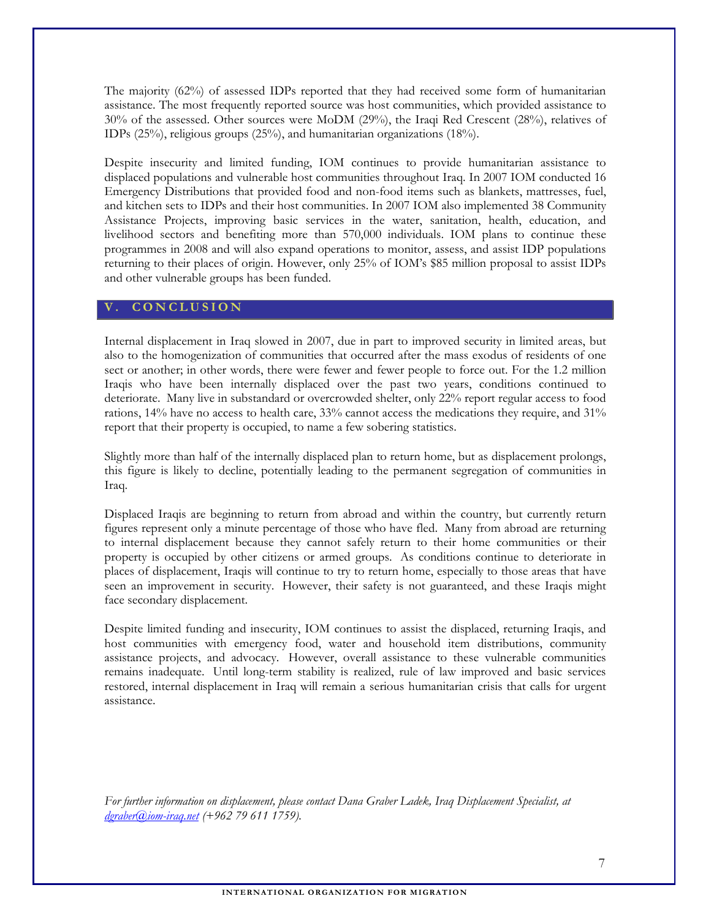The majority (62%) of assessed IDPs reported that they had received some form of humanitarian assistance. The most frequently reported source was host communities, which provided assistance to 30% of the assessed. Other sources were MoDM (29%), the Iraqi Red Crescent (28%), relatives of IDPs (25%), religious groups (25%), and humanitarian organizations (18%).

Despite insecurity and limited funding, IOM continues to provide humanitarian assistance to displaced populations and vulnerable host communities throughout Iraq. In 2007 IOM conducted 16 Emergency Distributions that provided food and non-food items such as blankets, mattresses, fuel, and kitchen sets to IDPs and their host communities. In 2007 IOM also implemented 38 Community Assistance Projects, improving basic services in the water, sanitation, health, education, and livelihood sectors and benefiting more than 570,000 individuals. IOM plans to continue these programmes in 2008 and will also expand operations to monitor, assess, and assist IDP populations returning to their places of origin. However, only 25% of IOM's $85 million proposal to assist IDPs and other vulnerable groups has been funded.

## V. CONCLUSION

Internal displacement in Iraq slowed in 2007, due in part to improved security in limited areas, but also to the homogenization of communities that occurred after the mass exodus of residents of one sect or another; in other words, there were fewer and fewer people to force out. For the 1.2 million Iraqis who have been internally displaced over the past two years, conditions continued to deteriorate. Many live in substandard or overcrowded shelter, only 22% report regular access to food rations, 14% have no access to health care, 33% cannot access the medications they require, and 31% report that their property is occupied, to name a few sobering statistics.

Slightly more than half of the internally displaced plan to return home, but as displacement prolongs, this figure is likely to decline, potentially leading to the permanent segregation of communities in Iraq.

Displaced Iraqis are beginning to return from abroad and within the country, but currently return figures represent only a minute percentage of those who have fled. Many from abroad are returning to internal displacement because they cannot safely return to their home communities or their property is occupied by other citizens or armed groups. As conditions continue to deteriorate in places of displacement, Iraqis will continue to try to return home, especially to those areas that have seen an improvement in security. However, their safety is not guaranteed, and these Iraqis might face secondary displacement.

Despite limited funding and insecurity, IOM continues to assist the displaced, returning Iraqis, and host communities with emergency food, water and household item distributions, community assistance projects, and advocacy. However, overall assistance to these vulnerable communities remains inadequate. Until long-term stability is realized, rule of law improved and basic services restored, internal displacement in Iraq will remain a serious humanitarian crisis that calls for urgent assistance.

*For further information on displacement, please contact Dana Graber Ladek, Iraq Displacement Specialist, at [dgraber@iom-iraq.net](mailto:dgraber@iom-iraq.net) (+962 79 611 1759).*